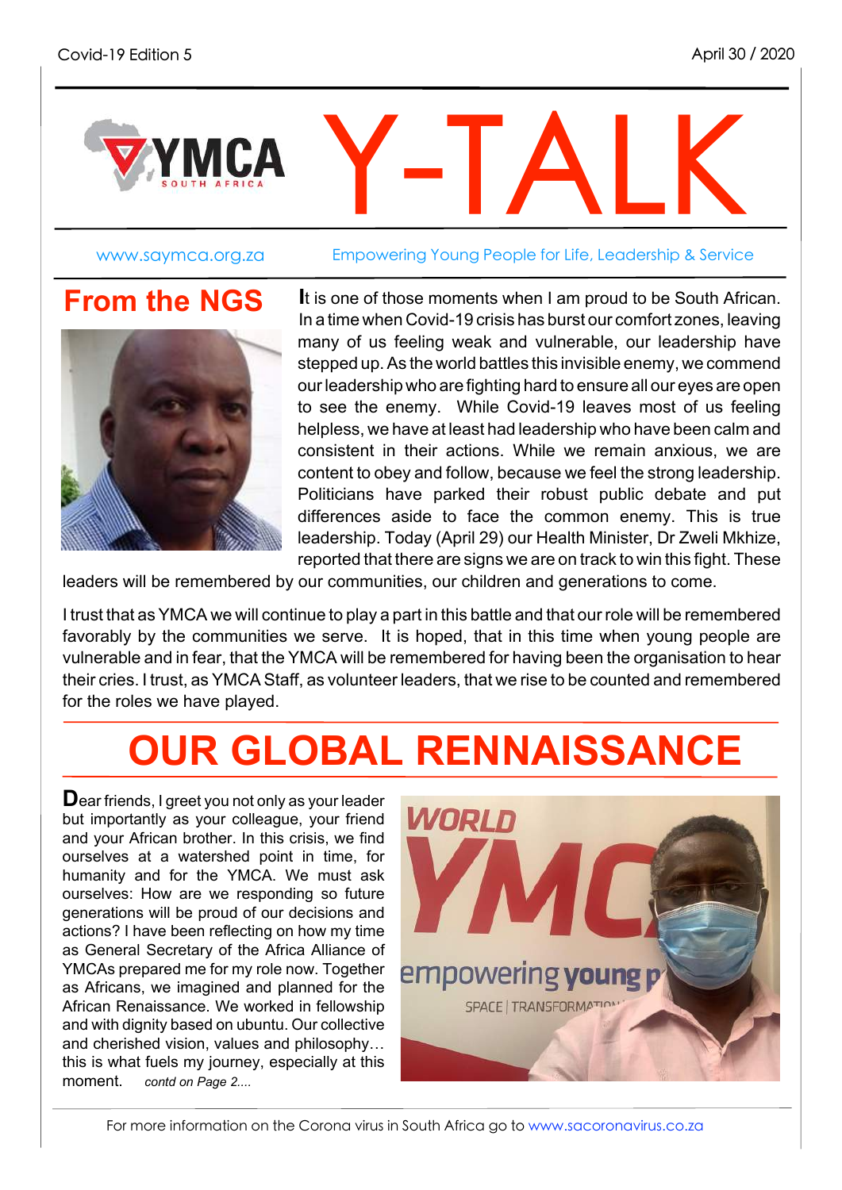Covid-19 Edition 5 April 30 / 2020

# Y-TALK

www.saymca.org.za Empowering Young People for Life, Leadership & Service

## From the NGS

It is one of those moments when I am proud to be South African. In a time when Covid-19 crisis has burst our comfort zones, leaving many of us feeling weak and vulnerable, our leadership have stepped up. As the world battles this invisible enemy, we commend our leadership who are fighting hard to ensure all our eyes are open to see the enemy. While Covid-19 leaves most of us feeling helpless, we have at least had leadership who have been calm and consistent in their actions. While we remain anxious, we are content to obey and follow, because we feel the strong leadership. Politicians have parked their robust public debate and put differences aside to face the common enemy. This is true leadership. Today (April 29) our Health Minister, Dr Zweli Mkhize, reported that there are signs we are on track to win this fight. These leaders will be remembered by our communities, our children and generations to come.

I trust that as YMCA we will continue to play a part in this battle and that our role will be remembered favorably by the communities we serve. It is hoped, that in this time when young people are vulnerable and in fear, that the YMCA will be remembered for having been the organisation to hear their cries. I trust, as YMCA Staff, as volunteer leaders, that we rise to be counted and remembered for the roles we have played.

## OUR GLOBAL RENNAISSANCE

Dear friends, I greet you not only as your leader but importantly as your colleague, your friend and your African brother. In this crisis, we find ourselves at a watershed point in time, for humanity and for the YMCA. We must ask ourselves: How are we responding so future generations will be proud of our decisions and actions? I have been reflecting on how my time as General Secretary of the Africa Alliance of YMCAs prepared me for my role now. Together as Africans, we imagined and planned for the African Renaissance. We worked in fellowship and with dignity based on ubuntu. Our collective and cherished vision, values and philosophy… this is what fuels my journey, especially at this moment. *contd on Page 2....*

For more information on the Corona virus in South Africa go to www.sacoronavirus.co.za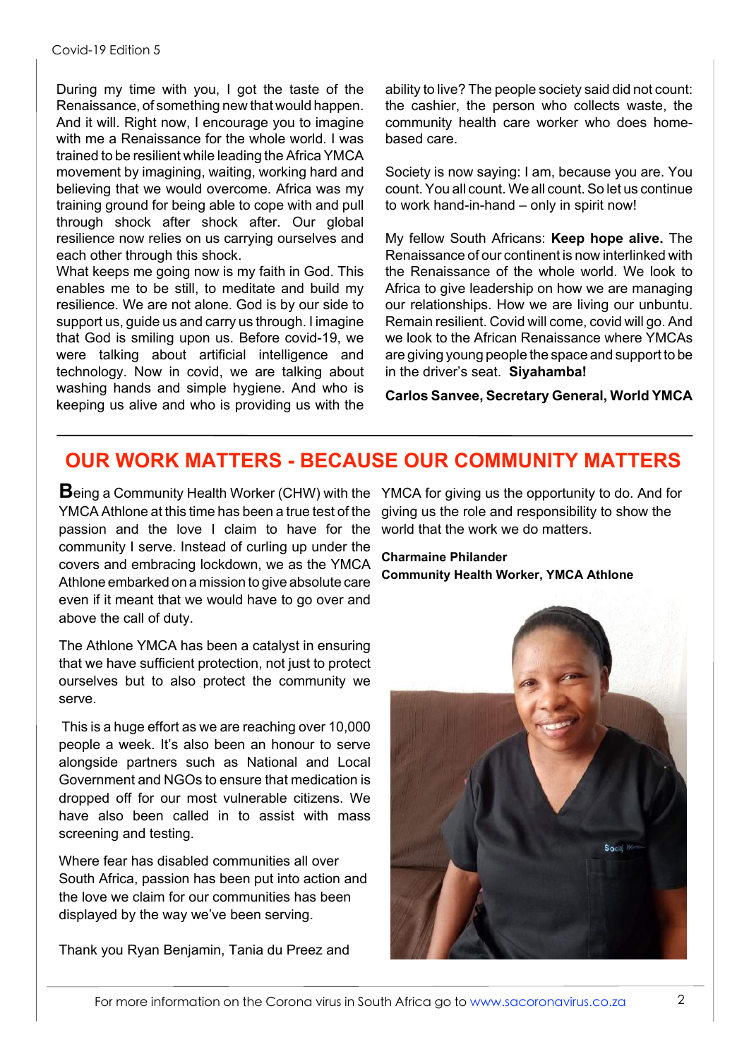During my time with you, I got the taste of the Renaissance, of something new that would happen. And it will. Right now, I encourage you to imagine with me a Renaissance for the whole world. I was trained to be resilient while leading the Africa YMCA movement by imagining, waiting, working hard and believing that we would overcome. Africa was my training ground for being able to cope with and pull through shock after shock after. Our global resilience now relies on us carrying ourselves and each other through this shock.

What keeps me going now is my faith in God. This enables me to be still, to meditate and build my resilience. We are not alone. God is by our side to support us, guide us and carry us through. I imagine that God is smiling upon us. Before covid-19, we were talking about artificial intelligence and technology. Now in covid, we are talking about washing hands and simple hygiene. And who is keeping us alive and who is providing us with the ability to live? The people society said did not count: the cashier, the person who collects waste, the community health care worker who does home-based care.

Society is now saying: I am, because you are. You count. You all count. We all count. So let us continue to work hand-in-hand – only in spirit now!

My fellow South Africans: **Keep hope alive.** The Renaissance of our continent is now interlinked with the Renaissance of the whole world. We look to Africa to give leadership on how we are managing our relationships. How we are living our unbuntu. Remain resilient. Covid will come, covid will go. And we look to the African Renaissance where YMCAs are giving young people the space and support to be in the driver's seat. **Siyahamba!**

**Carlos Sanvee, Secretary General, World YMCA**

## OUR WORK MATTERS - BECAUSE OUR COMMUNITY MATTERS

**B**eing a Community Health Worker (CHW) with the YMCA Athlone at this time has been a true test of the passion and the love I claim to have for the community I serve. Instead of curling up under the covers and embracing lockdown, we as the YMCA Athlone embarked on a mission to give absolute care even if it meant that we would have to go over and above the call of duty.

The Athlone YMCA has been a catalyst in ensuring that we have sufficient protection, not just to protect ourselves but to also protect the community we serve.

This is a huge effort as we are reaching over 10,000 people a week. It's also been an honour to serve alongside partners such as National and Local Government and NGOs to ensure that medication is dropped off for our most vulnerable citizens. We have also been called in to assist with mass screening and testing.

Where fear has disabled communities all over South Africa, passion has been put into action and the love we claim for our communities has been displayed by the way we've been serving.

Thank you Ryan Benjamin, Tania du Preez and YMCA for giving us the opportunity to do. And for giving us the role and responsibility to show the world that the work we do matters.

**Charmaine Philander**
**Community Health Worker, YMCA Athlone**

For more information on the Corona virus in South Africa go to www.sacoronavirus.co.za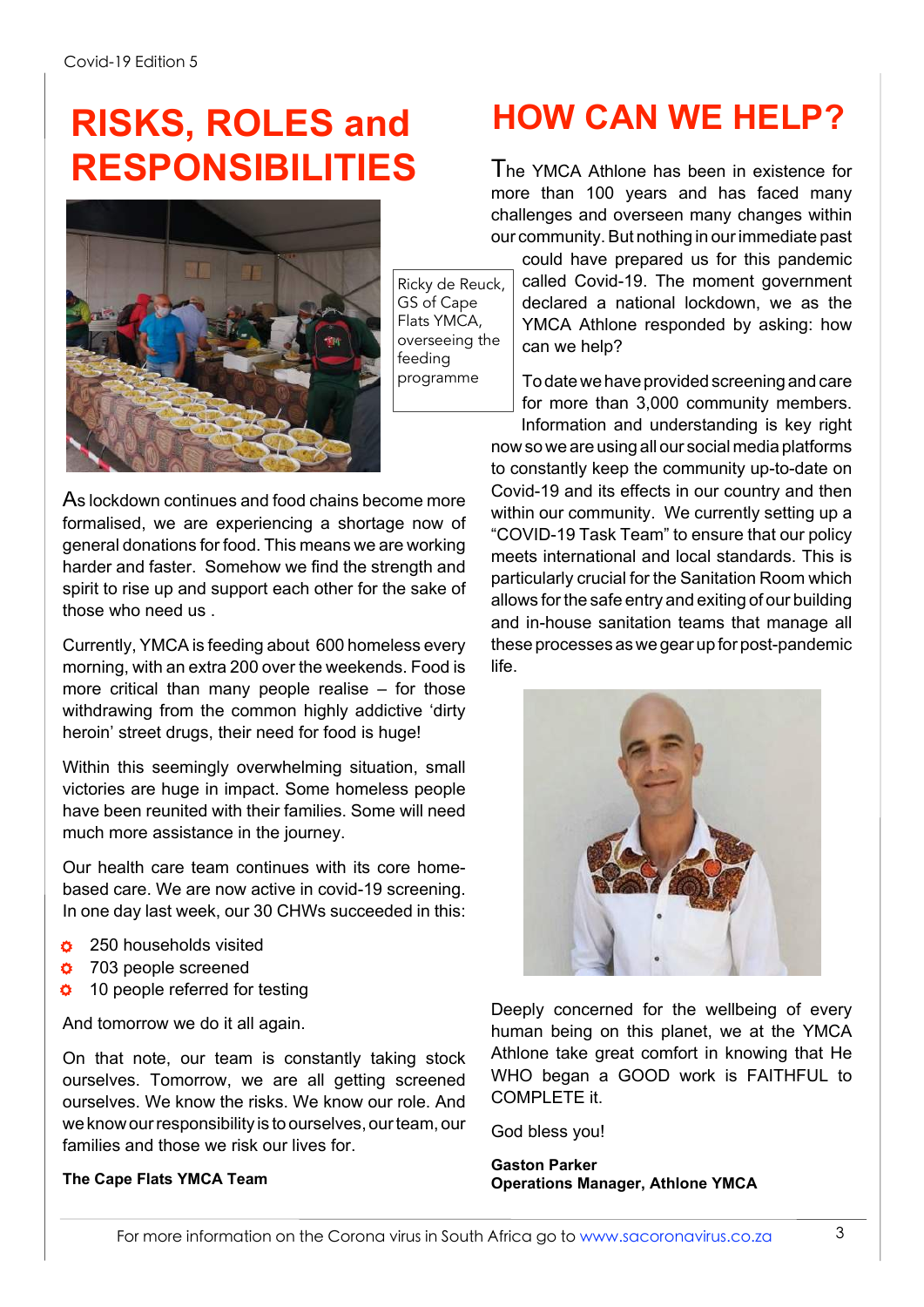# RISKS, ROLES and RESPONSIBILITIES

Ricky de Reuck, GS of Cape Flats YMCA, overseeing the feeding programme

As lockdown continues and food chains become more formalised, we are experiencing a shortage now of general donations for food. This means we are working harder and faster. Somehow we find the strength and spirit to rise up and support each other for the sake of those who need us .

Currently, YMCA is feeding about 600 homeless every morning, with an extra 200 over the weekends. Food is more critical than many people realise – for those withdrawing from the common highly addictive 'dirty heroin' street drugs, their need for food is huge!

Within this seemingly overwhelming situation, small victories are huge in impact. Some homeless people have been reunited with their families. Some will need much more assistance in the journey.

Our health care team continues with its core home-based care. We are now active in covid-19 screening. In one day last week, our 30 CHWs succeeded in this:

- 250 households visited
- 703 people screened
- 10 people referred for testing

And tomorrow we do it all again.

On that note, our team is constantly taking stock ourselves. Tomorrow, we are all getting screened ourselves. We know the risks. We know our role. And we know our responsibility is to ourselves, our team, our families and those we risk our lives for.

**The Cape Flats YMCA Team**

# HOW CAN WE HELP?

The YMCA Athlone has been in existence for more than 100 years and has faced many challenges and overseen many changes within our community. But nothing in our immediate past could have prepared us for this pandemic called Covid-19. The moment government declared a national lockdown, we as the YMCA Athlone responded by asking: how can we help?

To date we have provided screening and care for more than 3,000 community members. Information and understanding is key right now so we are using all our social media platforms to constantly keep the community up-to-date on Covid-19 and its effects in our country and then within our community. We currently setting up a "COVID-19 Task Team" to ensure that our policy meets international and local standards. This is particularly crucial for the Sanitation Room which allows for the safe entry and exiting of our building and in-house sanitation teams that manage all these processes as we gear up for post-pandemic life.

Deeply concerned for the wellbeing of every human being on this planet, we at the YMCA Athlone take great comfort in knowing that He WHO began a GOOD work is FAITHFUL to COMPLETE it.

God bless you!

**Gaston Parker**
**Operations Manager, Athlone YMCA**

For more information on the Corona virus in South Africa go to www.sacoronavirus.co.za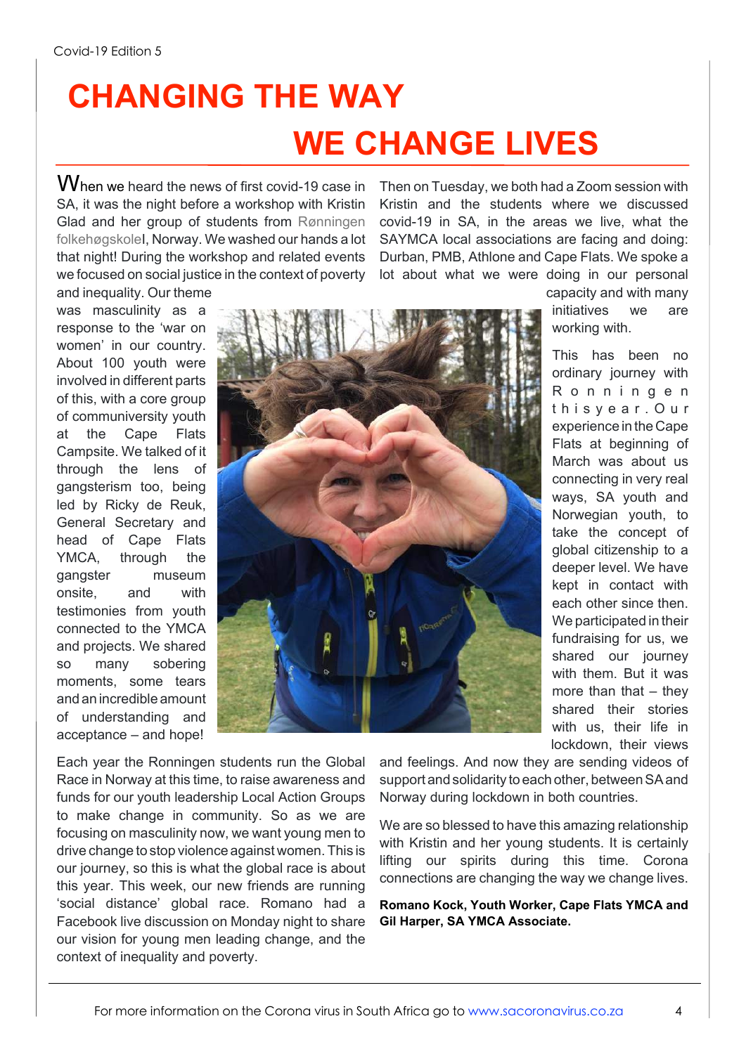# CHANGING THE WAY WE CHANGE LIVES

When we heard the news of first covid-19 case in SA, it was the night before a workshop with Kristin Glad and her group of students from Rønningen folkehøgskolel, Norway. We washed our hands a lot that night! During the workshop and related events we focused on social justice in the context of poverty and inequality. Our theme was masculinity as a response to the 'war on women' in our country. About 100 youth were involved in different parts of this, with a core group of communiversity youth at the Cape Flats Campsite. We talked of it through the lens of gangsterism too, being led by Ricky de Reuk, General Secretary and head of Cape Flats YMCA, through the gangster museum onsite, and with testimonies from youth connected to the YMCA and projects. We shared so many sobering moments, some tears and an incredible amount of understanding and acceptance – and hope!

Each year the Ronningen students run the Global Race in Norway at this time, to raise awareness and funds for our youth leadership Local Action Groups to make change in community. So as we are focusing on masculinity now, we want young men to drive change to stop violence against women. This is our journey, so this is what the global race is about this year. This week, our new friends are running 'social distance' global race. Romano had a Facebook live discussion on Monday night to share our vision for young men leading change, and the context of inequality and poverty.

Then on Tuesday, we both had a Zoom session with Kristin and the students where we discussed covid-19 in SA, in the areas we live, what the SAYMCA local associations are facing and doing: Durban, PMB, Athlone and Cape Flats. We spoke a lot about what we were doing in our personal capacity and with many initiatives we are working with.

This has been no ordinary journey with Ronningen this year. Our experience in the Cape Flats at beginning of March was about us connecting in very real ways, SA youth and Norwegian youth, to take the concept of global citizenship to a deeper level. We have kept in contact with each other since then. We participated in their fundraising for us, we shared our journey with them. But it was more than that – they shared their stories with us, their life in lockdown, their views and feelings. And now they are sending videos of support and solidarity to each other, between SA and Norway during lockdown in both countries.

We are so blessed to have this amazing relationship with Kristin and her young students. It is certainly lifting our spirits during this time. Corona connections are changing the way we change lives.

**Romano Kock, Youth Worker, Cape Flats YMCA and Gil Harper, SA YMCA Associate.**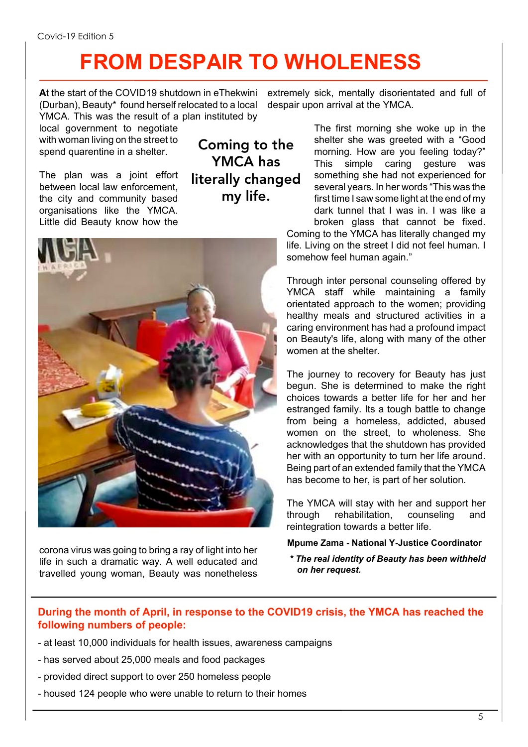# FROM DESPAIR TO WHOLENESS

At the start of the COVID19 shutdown in eThekwini (Durban), Beauty* found herself relocated to a local YMCA. This was the result of a plan instituted by local government to negotiate with woman living on the street to spend quarentine in a shelter.

The plan was a joint effort between local law enforcement, the city and community based organisations like the YMCA. Little did Beauty know how the corona virus was going to bring a ray of light into her life in such a dramatic way. A well educated and travelled young woman, Beauty was nonetheless extremely sick, mentally disorientated and full of despair upon arrival at the YMCA.

> **Coming to the YMCA has literally changed my life.**

The first morning she woke up in the shelter she was greeted with a "Good morning. How are you feeling today?" This simple caring gesture was something she had not experienced for several years. In her words "This was the first time I saw some light at the end of my dark tunnel that I was in. I was like a broken glass that cannot be fixed. Coming to the YMCA has literally changed my life. Living on the street I did not feel human. I somehow feel human again."

Through inter personal counseling offered by YMCA staff while maintaining a family orientated approach to the women; providing healthy meals and structured activities in a caring environment has had a profound impact on Beauty's life, along with many of the other women at the shelter.

The journey to recovery for Beauty has just begun. She is determined to make the right choices towards a better life for her and her estranged family. Its a tough battle to change from being a homeless, addicted, abused women on the street, to wholeness. She acknowledges that the shutdown has provided her with an opportunity to turn her life around. Being part of an extended family that the YMCA has become to her, is part of her solution.

The YMCA will stay with her and support her through rehabilitation, counseling and reintegration towards a better life.

**Mpume Zama - National Y-Justice Coordinator**

***The real identity of Beauty has been withheld on her request.***

---

**During the month of April, in response to the COVID19 crisis, the YMCA has reached the following numbers of people:**

- at least 10,000 individuals for health issues, awareness campaigns
- has served about 25,000 meals and food packages
- provided direct support to over 250 homeless people
- housed 124 people who were unable to return to their homes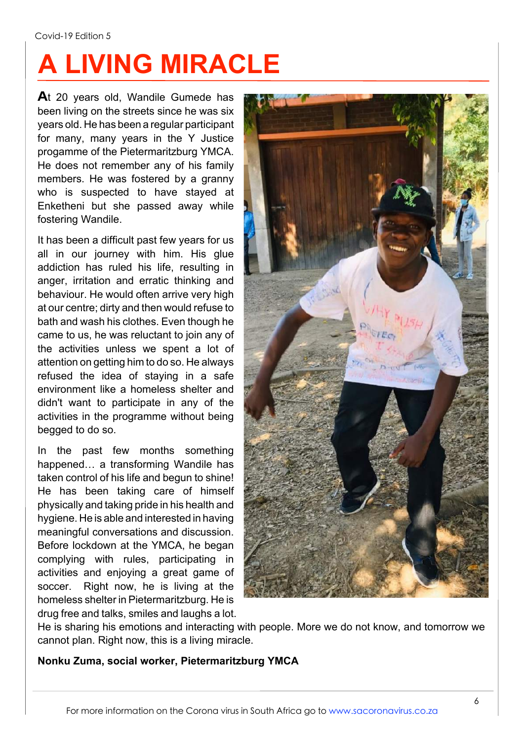# A LIVING MIRACLE

At 20 years old, Wandile Gumede has been living on the streets since he was six years old. He has been a regular participant for many, many years in the Y Justice progamme of the Pietermaritzburg YMCA. He does not remember any of his family members. He was fostered by a granny who is suspected to have stayed at Enketheni but she passed away while fostering Wandile.

It has been a difficult past few years for us all in our journey with him. His glue addiction has ruled his life, resulting in anger, irritation and erratic thinking and behaviour. He would often arrive very high at our centre; dirty and then would refuse to bath and wash his clothes. Even though he came to us, he was reluctant to join any of the activities unless we spent a lot of attention on getting him to do so. He always refused the idea of staying in a safe environment like a homeless shelter and didn't want to participate in any of the activities in the programme without being begged to do so.

In the past few months something happened… a transforming Wandile has taken control of his life and begun to shine! He has been taking care of himself physically and taking pride in his health and hygiene. He is able and interested in having meaningful conversations and discussion. Before lockdown at the YMCA, he began complying with rules, participating in activities and enjoying a great game of soccer. Right now, he is living at the homeless shelter in Pietermaritzburg. He is drug free and talks, smiles and laughs a lot. He is sharing his emotions and interacting with people. More we do not know, and tomorrow we cannot plan. Right now, this is a living miracle.

**Nonku Zuma, social worker, Pietermaritzburg YMCA**

For more information on the Corona virus in South Africa go to www.sacoronavirus.co.za